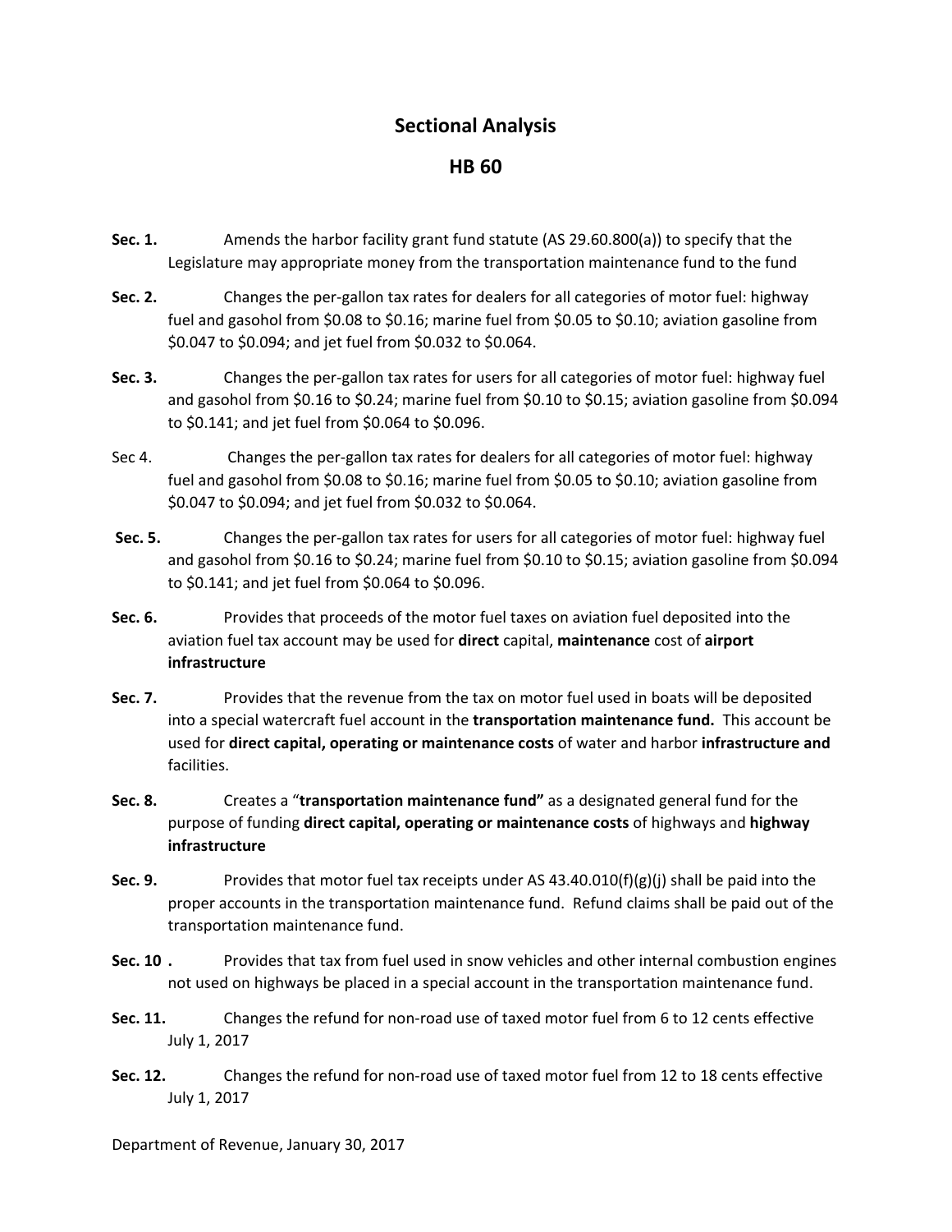## Sectional Analysis

## HB 60

**Sec. 1.** Amends the harbor facility grant fund statute (AS 29.60.800(a)) to specify that the Legislature may appropriate money from the transportation maintenance fund to the fund

**Sec. 2.** Changes the per-gallon tax rates for dealers for all categories of motor fuel: highway fuel and gasohol from $0.08 to $0.16; marine fuel from $0.05 to $0.10; aviation gasoline from $0.047 to $0.094; and jet fuel from $0.032 to $0.064.

**Sec. 3.** Changes the per-gallon tax rates for users for all categories of motor fuel: highway fuel and gasohol from $0.16 to $0.24; marine fuel from $0.10 to $0.15; aviation gasoline from $0.094 to $0.141; and jet fuel from $0.064 to $0.096.

Sec 4. Changes the per-gallon tax rates for dealers for all categories of motor fuel: highway fuel and gasohol from $0.08 to $0.16; marine fuel from $0.05 to $0.10; aviation gasoline from $0.047 to $0.094; and jet fuel from $0.032 to $0.064.

**Sec. 5.** Changes the per-gallon tax rates for users for all categories of motor fuel: highway fuel and gasohol from $0.16 to $0.24; marine fuel from $0.10 to $0.15; aviation gasoline from $0.094 to $0.141; and jet fuel from $0.064 to $0.096.

**Sec. 6.** Provides that proceeds of the motor fuel taxes on aviation fuel deposited into the aviation fuel tax account may be used for **direct** capital, **maintenance** cost of **airport infrastructure**

**Sec. 7.** Provides that the revenue from the tax on motor fuel used in boats will be deposited into a special watercraft fuel account in the **transportation maintenance fund.** This account be used for **direct capital, operating or maintenance costs** of water and harbor **infrastructure and** facilities.

**Sec. 8.** Creates a "**transportation maintenance fund"** as a designated general fund for the purpose of funding **direct capital, operating or maintenance costs** of highways and **highway infrastructure**

**Sec. 9.** Provides that motor fuel tax receipts under AS 43.40.010(f)(g)(j) shall be paid into the proper accounts in the transportation maintenance fund. Refund claims shall be paid out of the transportation maintenance fund.

**Sec. 10 .** Provides that tax from fuel used in snow vehicles and other internal combustion engines not used on highways be placed in a special account in the transportation maintenance fund.

**Sec. 11.** Changes the refund for non-road use of taxed motor fuel from 6 to 12 cents effective July 1, 2017

**Sec. 12.** Changes the refund for non-road use of taxed motor fuel from 12 to 18 cents effective July 1, 2017

Department of Revenue, January 30, 2017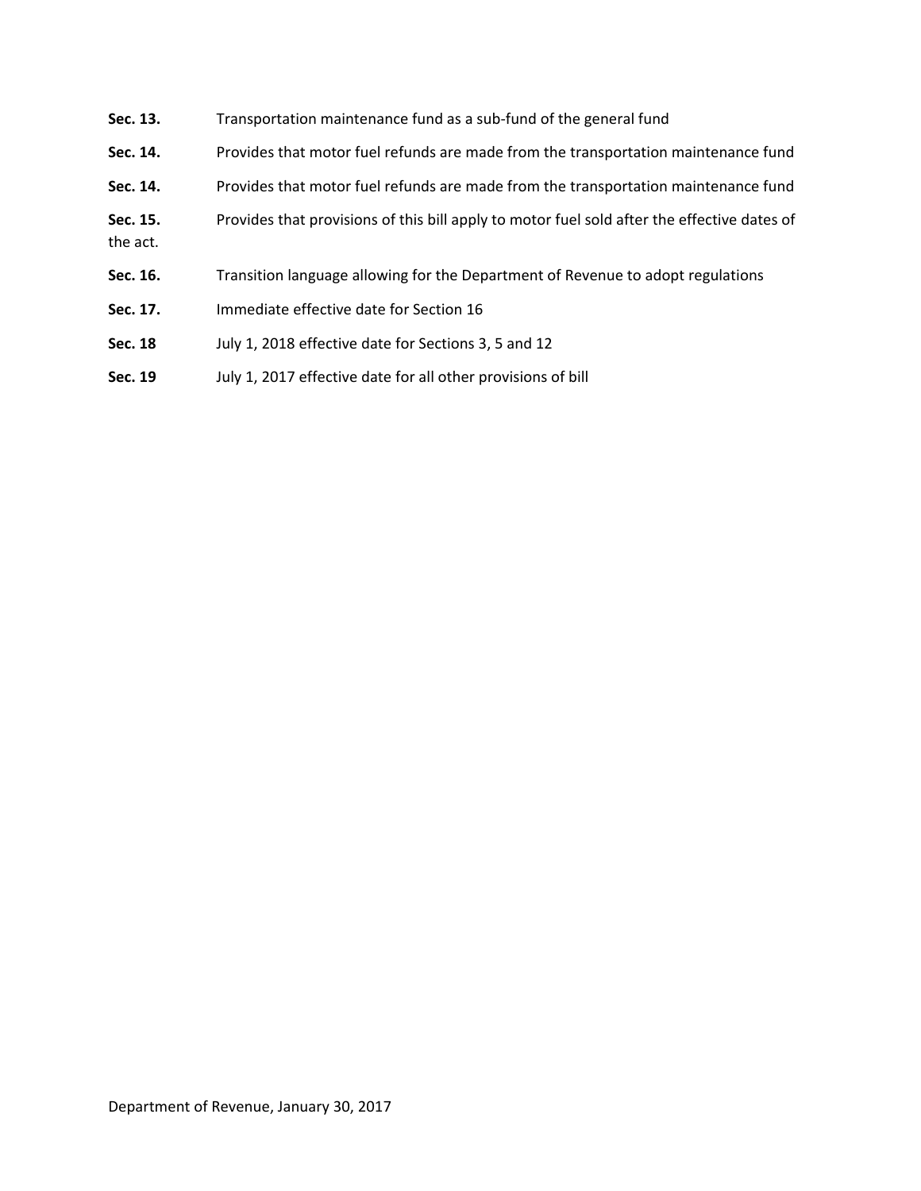**Sec. 13.** Transportation maintenance fund as a sub-fund of the general fund

**Sec. 14.** Provides that motor fuel refunds are made from the transportation maintenance fund

**Sec. 14.** Provides that motor fuel refunds are made from the transportation maintenance fund

**Sec. 15.** Provides that provisions of this bill apply to motor fuel sold after the effective dates of the act.

**Sec. 16.** Transition language allowing for the Department of Revenue to adopt regulations

**Sec. 17.** Immediate effective date for Section 16

**Sec. 18** July 1, 2018 effective date for Sections 3, 5 and 12

**Sec. 19** July 1, 2017 effective date for all other provisions of bill

Department of Revenue, January 30, 2017